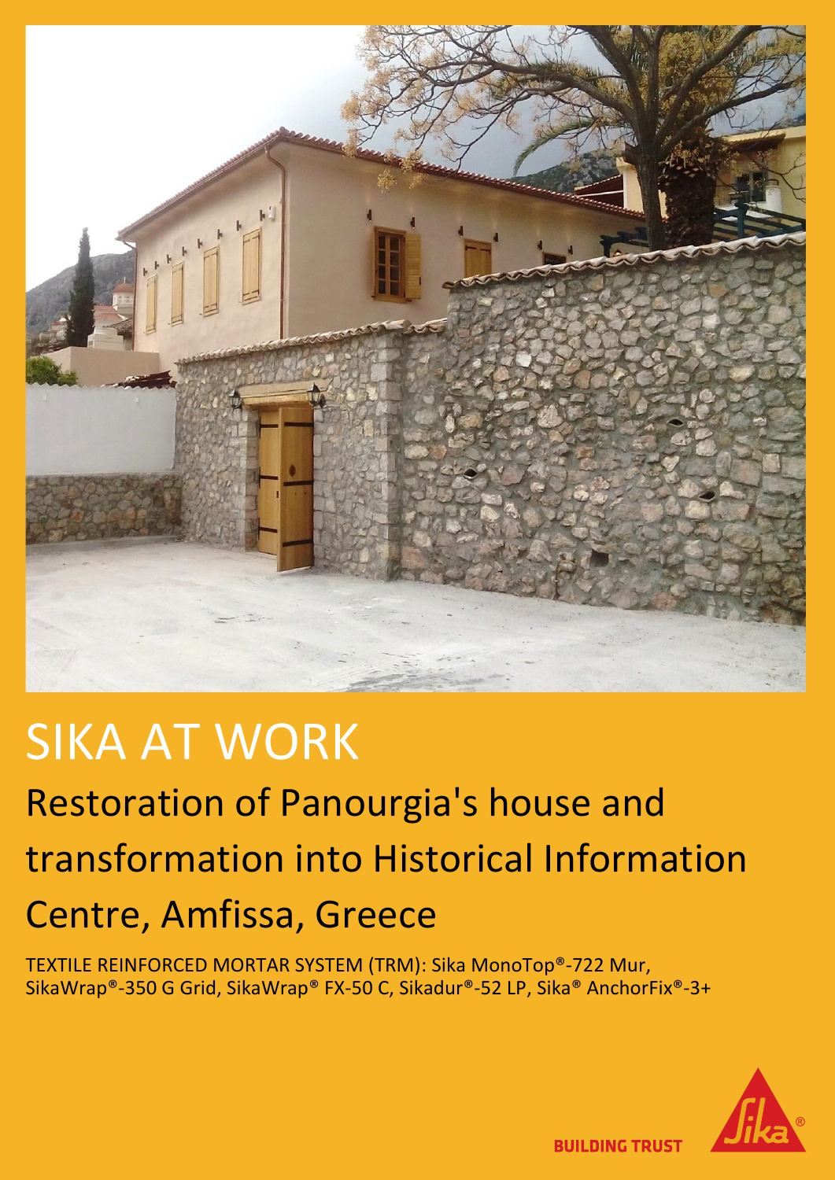# SIKA AT WORK

## Restoration of Panourgia's house and transformation into Historical Information Centre, Amfissa, Greece

TEXTILE REINFORCED MORTAR SYSTEM (TRM): Sika MonoTop®-722 Mur, SikaWrap®-350 G Grid, SikaWrap® FX-50 C, Sikadur®-52 LP, Sika® AnchorFix®-3+

BUILDING TRUST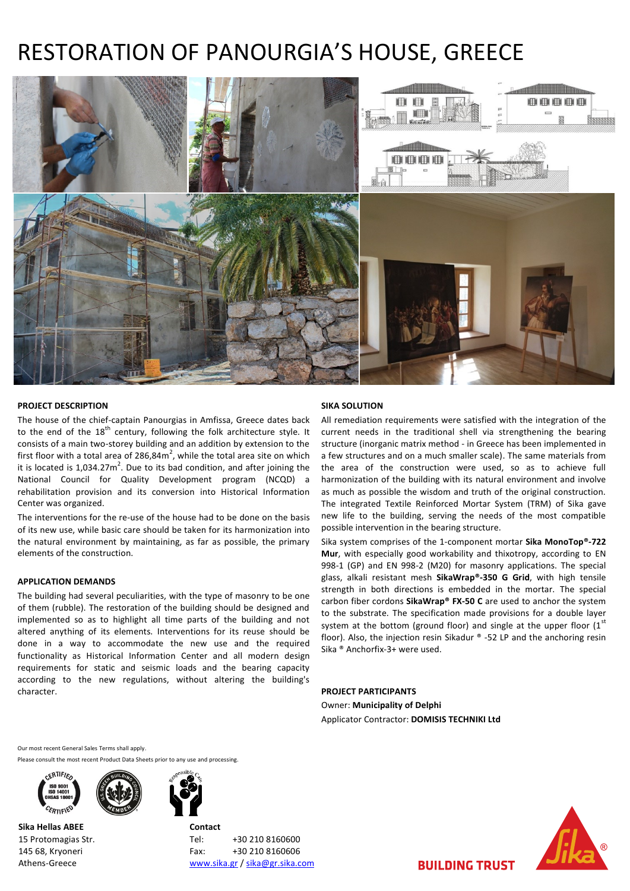# RESTORATION OF PANOURGIA'S HOUSE, GREECE

## PROJECT DESCRIPTION

The house of the chief-captain Panourgias in Amfissa, Greece dates back to the end of the 18th century, following the folk architecture style. It consists of a main two-storey building and an addition by extension to the first floor with a total area of 286,84m$^2$, while the total area site on which it is located is 1,034.27m$^2$. Due to its bad condition, and after joining the National Council for Quality Development program (NCQD) a rehabilitation provision and its conversion into Historical Information Center was organized.

The interventions for the re-use of the house had to be done on the basis of its new use, while basic care should be taken for its harmonization into the natural environment by maintaining, as far as possible, the primary elements of the construction.

## APPLICATION DEMANDS

The building had several peculiarities, with the type of masonry to be one of them (rubble). The restoration of the building should be designed and implemented so as to highlight all time parts of the building and not altered anything of its elements. Interventions for its reuse should be done in a way to accommodate the new use and the required functionality as Historical Information Center and all modern design requirements for static and seismic loads and the bearing capacity according to the new regulations, without altering the building's character.

## SIKA SOLUTION

All remediation requirements were satisfied with the integration of the current needs in the traditional shell via strengthening the bearing structure (inorganic matrix method - in Greece has been implemented in a few structures and on a much smaller scale). The same materials from the area of the construction were used, so as to achieve full harmonization of the building with its natural environment and involve as much as possible the wisdom and truth of the original construction. The integrated Textile Reinforced Mortar System (TRM) of Sika gave new life to the building, serving the needs of the most compatible possible intervention in the bearing structure.

Sika system comprises of the 1-component mortar **Sika MonoTop®-722 Mur**, with especially good workability and thixotropy, according to EN 998-1 (GP) and EN 998-2 (M20) for masonry applications. The special glass, alkali resistant mesh **SikaWrap®-350 G Grid**, with high tensile strength in both directions is embedded in the mortar. The special carbon fiber cordons **SikaWrap® FX-50 C** are used to anchor the system to the substrate. The specification made provisions for a double layer system at the bottom (ground floor) and single at the upper floor (1st floor). Also, the injection resin Sikadur ® -52 LP and the anchoring resin Sika ® Anchorfix-3+ were used.

## PROJECT PARTICIPANTS

Owner: **Municipality of Delphi**

Applicator Contractor: **DOMISIS TECHNIKI Ltd**

Our most recent General Sales Terms shall apply.

Please consult the most recent Product Data Sheets prior to any use and processing.

**Sika Hellas ABEE**
15 Protomagias Str.
145 68, Kryoneri
Athens-Greece

**Contact**
Tel: +30 210 8160600
Fax: +30 210 8160606
www.sika.gr / sika@gr.sika.com

BUILDING TRUST